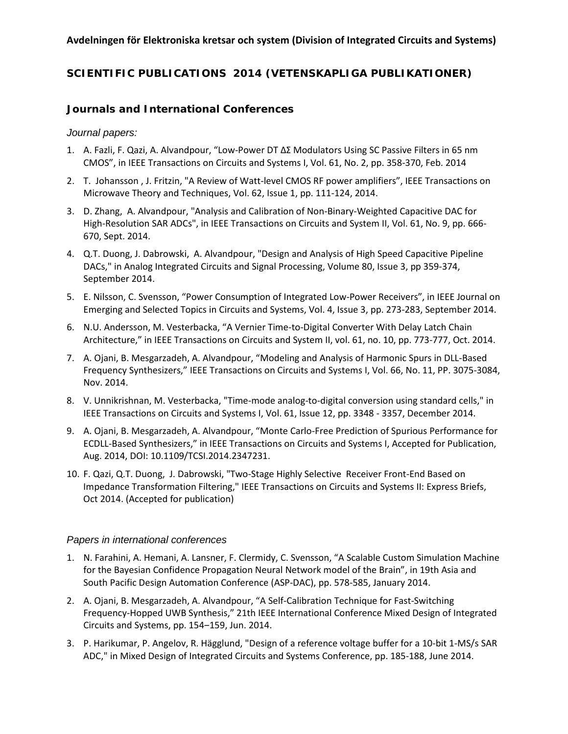**Avdelningen för Elektroniska kretsar och system (Division of Integrated Circuits and Systems)**

## SCIENTIFIC PUBLICATIONS 2014 (VETENSKAPLIGA PUBLIKATIONER)

### Journals and International Conferences

*Journal papers:*

1. A. Fazli, F. Qazi, A. Alvandpour, “Low-Power DT ΔΣ Modulators Using SC Passive Filters in 65 nm CMOS”, in IEEE Transactions on Circuits and Systems I, Vol. 61, No. 2, pp. 358-370, Feb. 2014
2. T. Johansson , J. Fritzin, "A Review of Watt-level CMOS RF power amplifiers", IEEE Transactions on Microwave Theory and Techniques, Vol. 62, Issue 1, pp. 111-124, 2014.
3. D. Zhang, A. Alvandpour, "Analysis and Calibration of Non-Binary-Weighted Capacitive DAC for High-Resolution SAR ADCs", in IEEE Transactions on Circuits and System II, Vol. 61, No. 9, pp. 666-670, Sept. 2014.
4. Q.T. Duong, J. Dabrowski, A. Alvandpour, "Design and Analysis of High Speed Capacitive Pipeline DACs," in Analog Integrated Circuits and Signal Processing, Volume 80, Issue 3, pp 359-374, September 2014.
5. E. Nilsson, C. Svensson, “Power Consumption of Integrated Low-Power Receivers”, in IEEE Journal on Emerging and Selected Topics in Circuits and Systems, Vol. 4, Issue 3, pp. 273-283, September 2014.
6. N.U. Andersson, M. Vesterbacka, “A Vernier Time-to-Digital Converter With Delay Latch Chain Architecture,” in IEEE Transactions on Circuits and System II, vol. 61, no. 10, pp. 773-777, Oct. 2014.
7. A. Ojani, B. Mesgarzadeh, A. Alvandpour, “Modeling and Analysis of Harmonic Spurs in DLL-Based Frequency Synthesizers,” IEEE Transactions on Circuits and Systems I, Vol. 66, No. 11, PP. 3075-3084, Nov. 2014.
8. V. Unnikrishnan, M. Vesterbacka, "Time-mode analog-to-digital conversion using standard cells," in IEEE Transactions on Circuits and Systems I, Vol. 61, Issue 12, pp. 3348 - 3357, December 2014.
9. A. Ojani, B. Mesgarzadeh, A. Alvandpour, “Monte Carlo-Free Prediction of Spurious Performance for ECDLL-Based Synthesizers,” in IEEE Transactions on Circuits and Systems I, Accepted for Publication, Aug. 2014, DOI: 10.1109/TCSI.2014.2347231.
10. F. Qazi, Q.T. Duong, J. Dabrowski, "Two-Stage Highly Selective Receiver Front-End Based on Impedance Transformation Filtering," IEEE Transactions on Circuits and Systems II: Express Briefs, Oct 2014. (Accepted for publication)

*Papers in international conferences*

1. N. Farahini, A. Hemani, A. Lansner, F. Clermidy, C. Svensson, “A Scalable Custom Simulation Machine for the Bayesian Confidence Propagation Neural Network model of the Brain”, in 19th Asia and South Pacific Design Automation Conference (ASP-DAC), pp. 578-585, January 2014.
2. A. Ojani, B. Mesgarzadeh, A. Alvandpour, “A Self-Calibration Technique for Fast-Switching Frequency-Hopped UWB Synthesis,” 21th IEEE International Conference Mixed Design of Integrated Circuits and Systems, pp. 154–159, Jun. 2014.
3. P. Harikumar, P. Angelov, R. Hägglund, "Design of a reference voltage buffer for a 10-bit 1-MS/s SAR ADC," in Mixed Design of Integrated Circuits and Systems Conference, pp. 185-188, June 2014.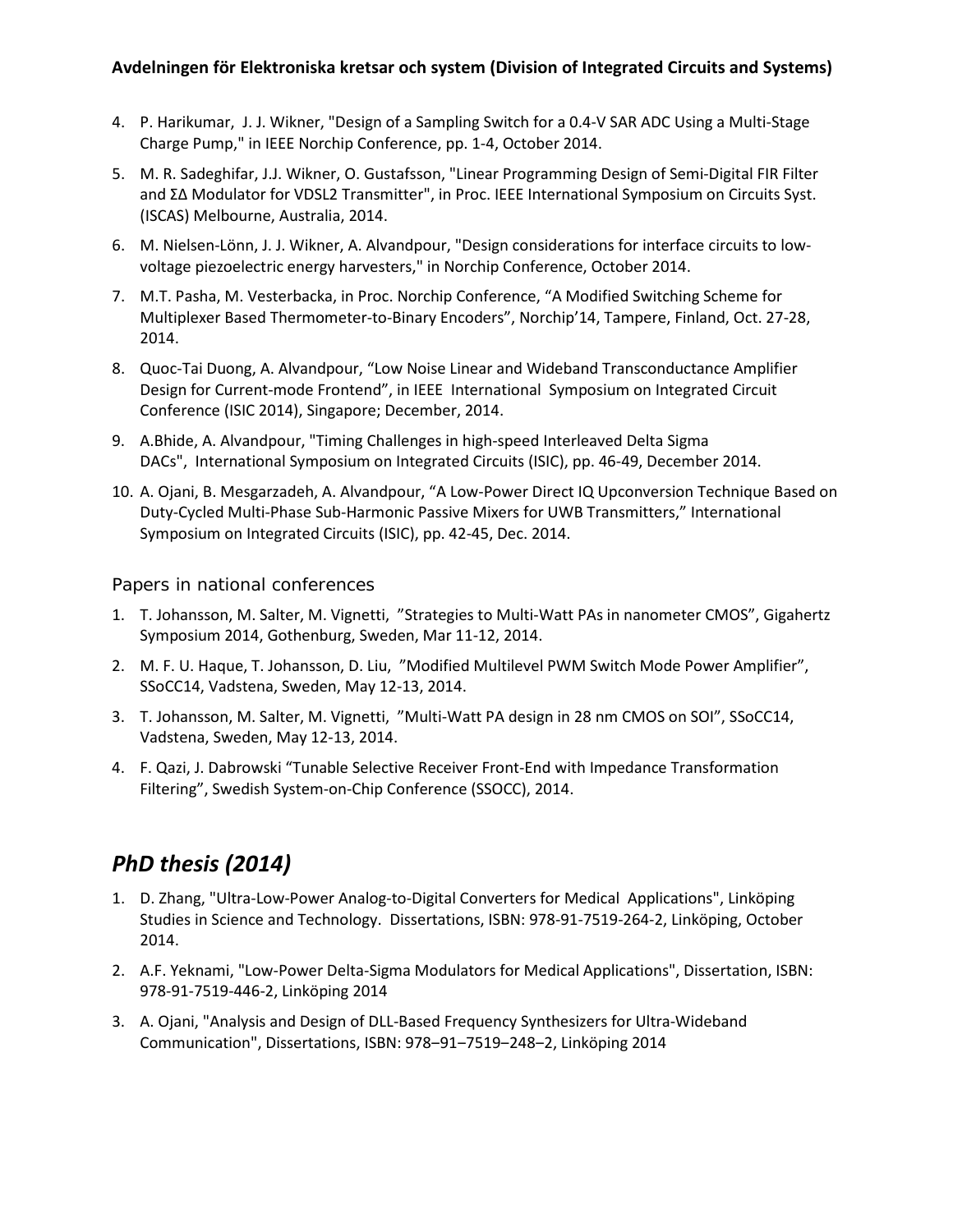4. P. Harikumar, J. J. Wikner, "Design of a Sampling Switch for a 0.4-V SAR ADC Using a Multi-Stage Charge Pump," in IEEE Norchip Conference, pp. 1-4, October 2014.
5. M. R. Sadeghifar, J.J. Wikner, O. Gustafsson, "Linear Programming Design of Semi-Digital FIR Filter and ΣΔ Modulator for VDSL2 Transmitter", in Proc. IEEE International Symposium on Circuits Syst. (ISCAS) Melbourne, Australia, 2014.
6. M. Nielsen-Lönn, J. J. Wikner, A. Alvandpour, "Design considerations for interface circuits to low-voltage piezoelectric energy harvesters," in Norchip Conference, October 2014.
7. M.T. Pasha, M. Vesterbacka, in Proc. Norchip Conference, "A Modified Switching Scheme for Multiplexer Based Thermometer-to-Binary Encoders", Norchip'14, Tampere, Finland, Oct. 27-28, 2014.
8. Quoc-Tai Duong, A. Alvandpour, "Low Noise Linear and Wideband Transconductance Amplifier Design for Current-mode Frontend", in IEEE International Symposium on Integrated Circuit Conference (ISIC 2014), Singapore; December, 2014.
9. A.Bhide, A. Alvandpour, "Timing Challenges in high-speed Interleaved Delta Sigma DACs", International Symposium on Integrated Circuits (ISIC), pp. 46-49, December 2014.
10. A. Ojani, B. Mesgarzadeh, A. Alvandpour, "A Low-Power Direct IQ Upconversion Technique Based on Duty-Cycled Multi-Phase Sub-Harmonic Passive Mixers for UWB Transmitters," International Symposium on Integrated Circuits (ISIC), pp. 42-45, Dec. 2014.

## Papers in national conferences

1. T. Johansson, M. Salter, M. Vignetti, "Strategies to Multi-Watt PAs in nanometer CMOS", Gigahertz Symposium 2014, Gothenburg, Sweden, Mar 11-12, 2014.
2. M. F. U. Haque, T. Johansson, D. Liu, "Modified Multilevel PWM Switch Mode Power Amplifier", SSoCC14, Vadstena, Sweden, May 12-13, 2014.
3. T. Johansson, M. Salter, M. Vignetti, "Multi-Watt PA design in 28 nm CMOS on SOI", SSoCC14, Vadstena, Sweden, May 12-13, 2014.
4. F. Qazi, J. Dabrowski "Tunable Selective Receiver Front-End with Impedance Transformation Filtering", Swedish System-on-Chip Conference (SSOCC), 2014.

# *PhD thesis (2014)*

1. D. Zhang, "Ultra-Low-Power Analog-to-Digital Converters for Medical Applications", Linköping Studies in Science and Technology. Dissertations, ISBN: 978-91-7519-264-2, Linköping, October 2014.
2. A.F. Yeknami, "Low-Power Delta-Sigma Modulators for Medical Applications", Dissertation, ISBN: 978-91-7519-446-2, Linköping 2014
3. A. Ojani, "Analysis and Design of DLL-Based Frequency Synthesizers for Ultra-Wideband Communication", Dissertations, ISBN: 978–91–7519–248–2, Linköping 2014